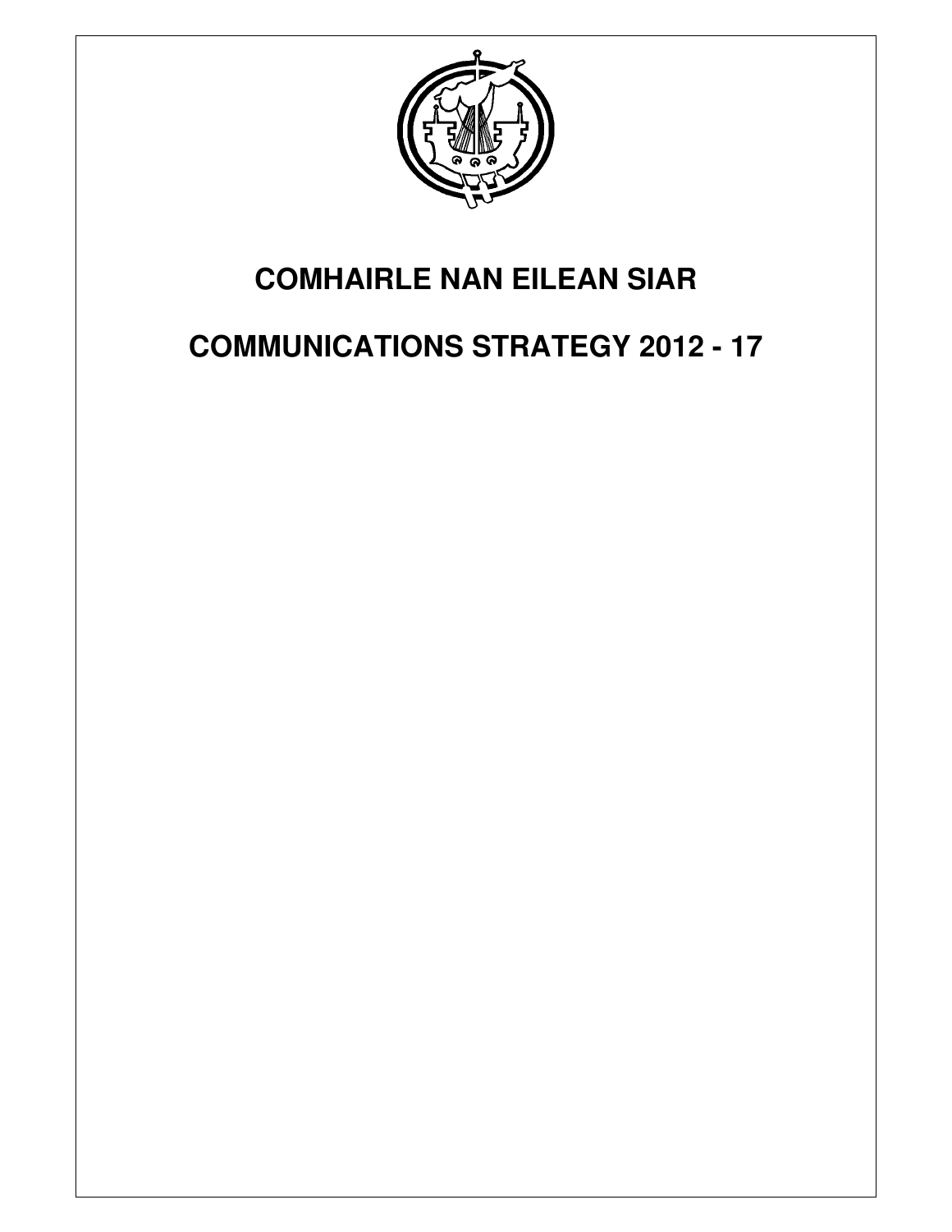# COMHAIRLE NAN EILEAN SIAR

# COMMUNICATIONS STRATEGY 2012 - 17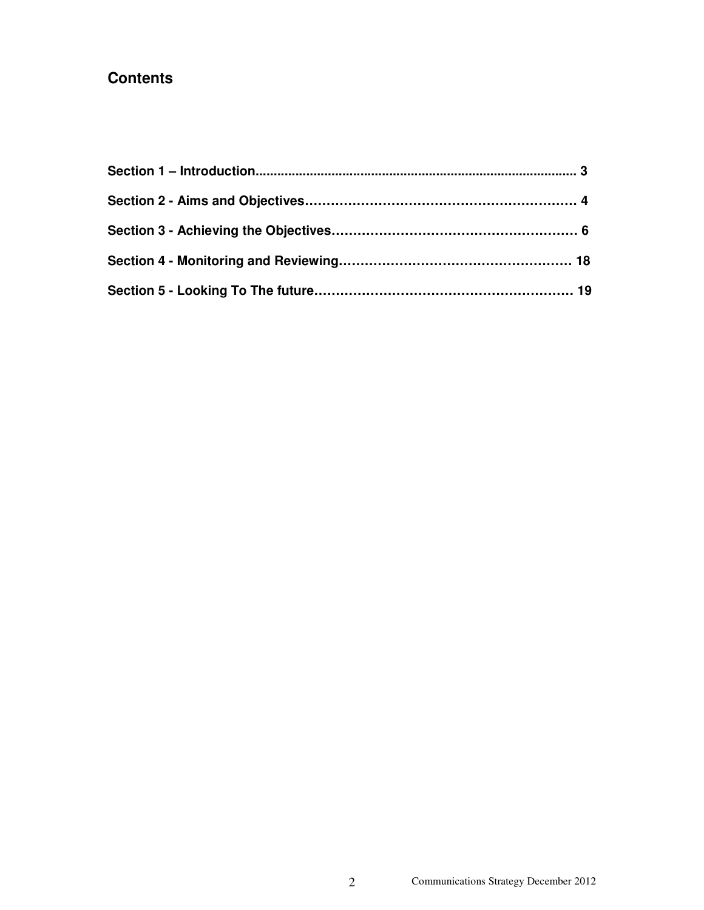## Contents

**Section 1 – Introduction........................................................................................ 3**

**Section 2 - Aims and Objectives………………………………………………………. 4**

**Section 3 - Achieving the Objectives………………………………………………… 6**

**Section 4 - Monitoring and Reviewing……………………………………………… 18**

**Section 5 - Looking To The future…………………………………………………… 19**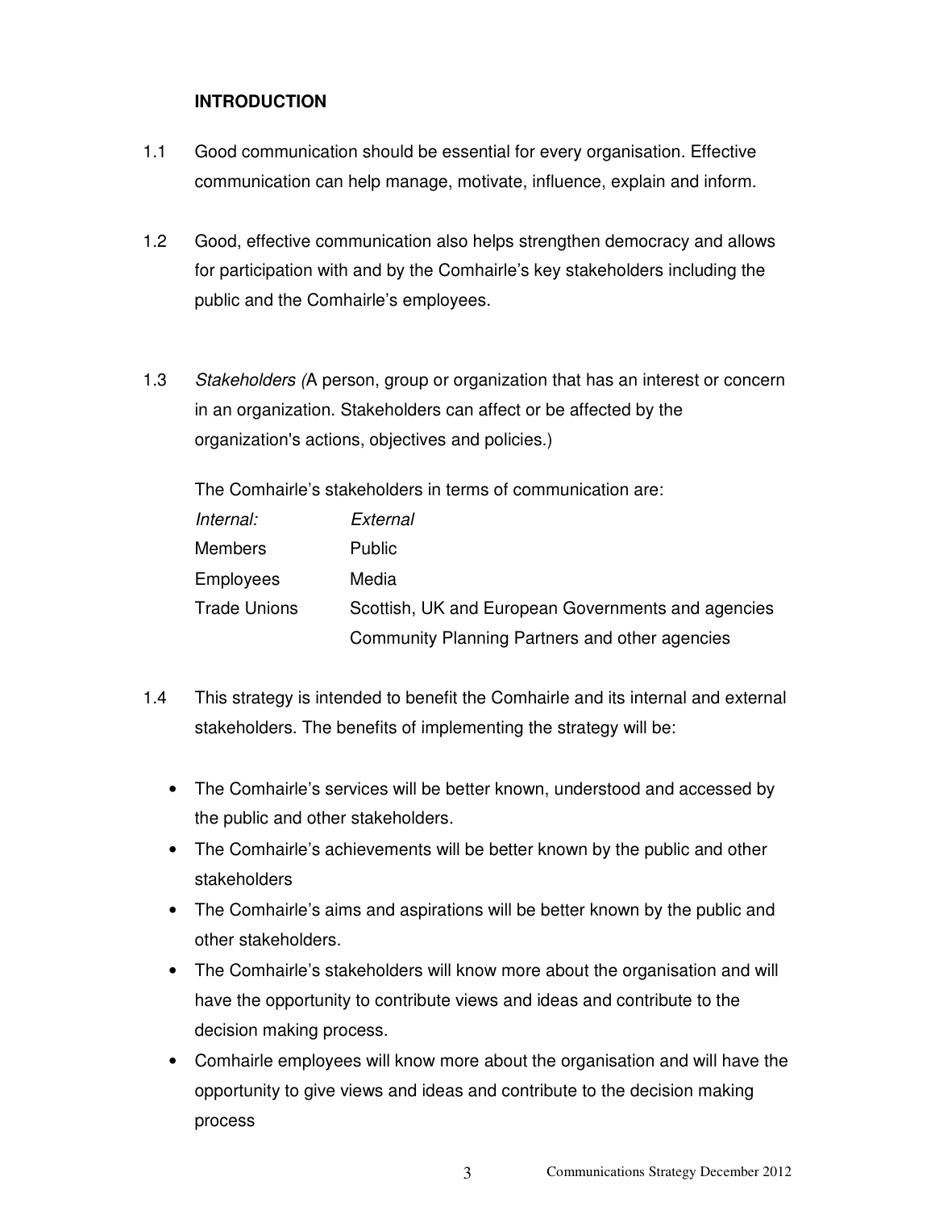## INTRODUCTION

1.1 Good communication should be essential for every organisation. Effective communication can help manage, motivate, influence, explain and inform.

1.2 Good, effective communication also helps strengthen democracy and allows for participation with and by the Comhairle's key stakeholders including the public and the Comhairle's employees.

1.3 *Stakeholders (*A person, group or organization that has an interest or concern in an organization. Stakeholders can affect or be affected by the organization's actions, objectives and policies.)

The Comhairle's stakeholders in terms of communication are:

| *Internal:* | *External* |
| --- | --- |
| Members | Public |
| Employees | Media |
| Trade Unions | Scottish, UK and European Governments and agencies |
| | Community Planning Partners and other agencies |

1.4 This strategy is intended to benefit the Comhairle and its internal and external stakeholders. The benefits of implementing the strategy will be:

- The Comhairle's services will be better known, understood and accessed by the public and other stakeholders.
- The Comhairle's achievements will be better known by the public and other stakeholders
- The Comhairle's aims and aspirations will be better known by the public and other stakeholders.
- The Comhairle's stakeholders will know more about the organisation and will have the opportunity to contribute views and ideas and contribute to the decision making process.
- Comhairle employees will know more about the organisation and will have the opportunity to give views and ideas and contribute to the decision making process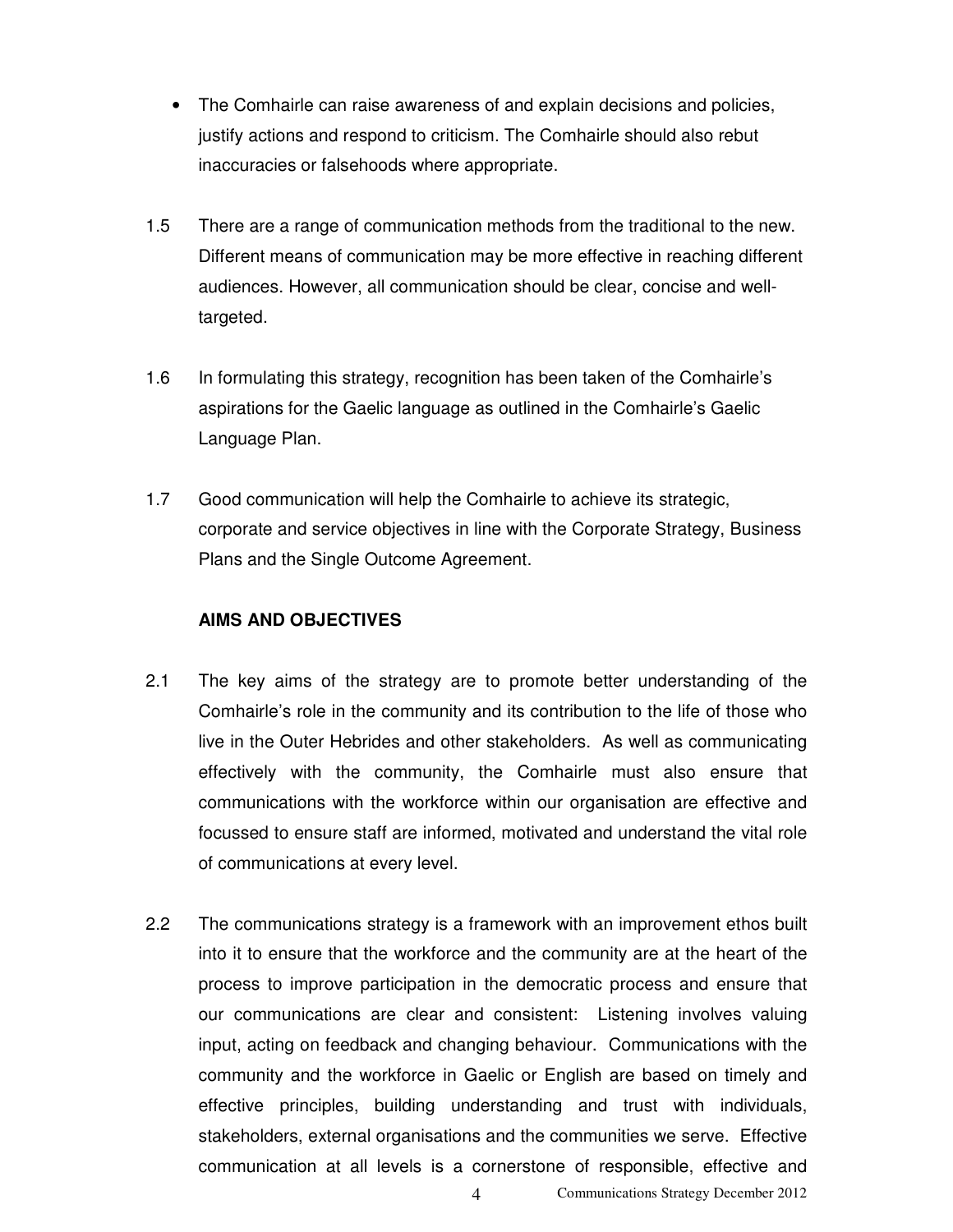- The Comhairle can raise awareness of and explain decisions and policies, justify actions and respond to criticism. The Comhairle should also rebut inaccuracies or falsehoods where appropriate.

1.5 There are a range of communication methods from the traditional to the new. Different means of communication may be more effective in reaching different audiences. However, all communication should be clear, concise and well-targeted.

1.6 In formulating this strategy, recognition has been taken of the Comhairle's aspirations for the Gaelic language as outlined in the Comhairle's Gaelic Language Plan.

1.7 Good communication will help the Comhairle to achieve its strategic, corporate and service objectives in line with the Corporate Strategy, Business Plans and the Single Outcome Agreement.

**AIMS AND OBJECTIVES**

2.1 The key aims of the strategy are to promote better understanding of the Comhairle's role in the community and its contribution to the life of those who live in the Outer Hebrides and other stakeholders. As well as communicating effectively with the community, the Comhairle must also ensure that communications with the workforce within our organisation are effective and focussed to ensure staff are informed, motivated and understand the vital role of communications at every level.

2.2 The communications strategy is a framework with an improvement ethos built into it to ensure that the workforce and the community are at the heart of the process to improve participation in the democratic process and ensure that our communications are clear and consistent: Listening involves valuing input, acting on feedback and changing behaviour. Communications with the community and the workforce in Gaelic or English are based on timely and effective principles, building understanding and trust with individuals, stakeholders, external organisations and the communities we serve. Effective communication at all levels is a cornerstone of responsible, effective and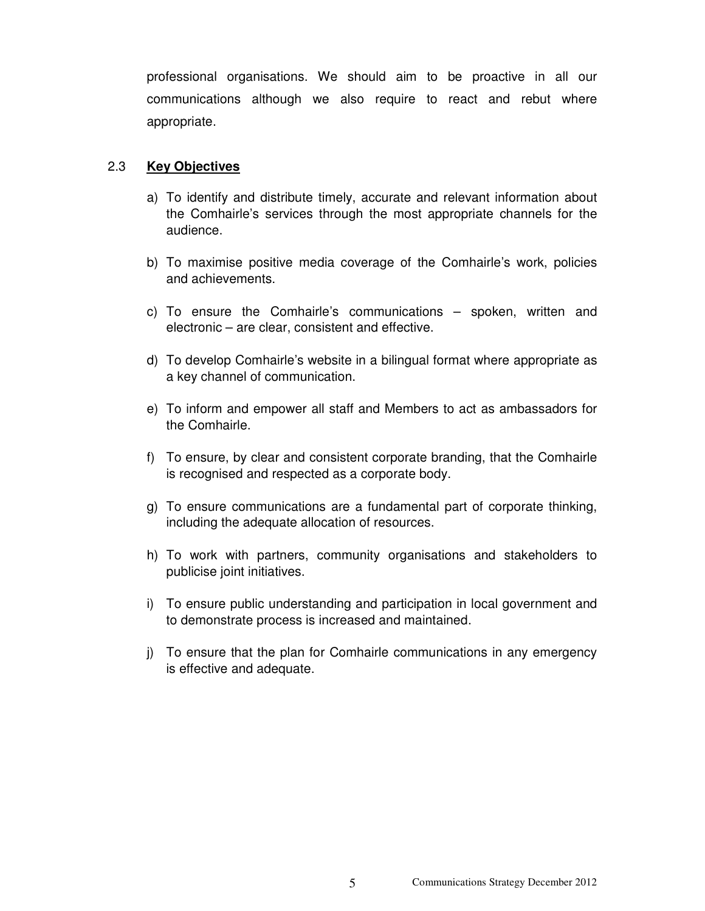professional organisations. We should aim to be proactive in all our communications although we also require to react and rebut where appropriate.

### 2.3 **Key Objectives**

a) To identify and distribute timely, accurate and relevant information about the Comhairle's services through the most appropriate channels for the audience.

b) To maximise positive media coverage of the Comhairle's work, policies and achievements.

c) To ensure the Comhairle's communications – spoken, written and electronic – are clear, consistent and effective.

d) To develop Comhairle's website in a bilingual format where appropriate as a key channel of communication.

e) To inform and empower all staff and Members to act as ambassadors for the Comhairle.

f) To ensure, by clear and consistent corporate branding, that the Comhairle is recognised and respected as a corporate body.

g) To ensure communications are a fundamental part of corporate thinking, including the adequate allocation of resources.

h) To work with partners, community organisations and stakeholders to publicise joint initiatives.

i) To ensure public understanding and participation in local government and to demonstrate process is increased and maintained.

j) To ensure that the plan for Comhairle communications in any emergency is effective and adequate.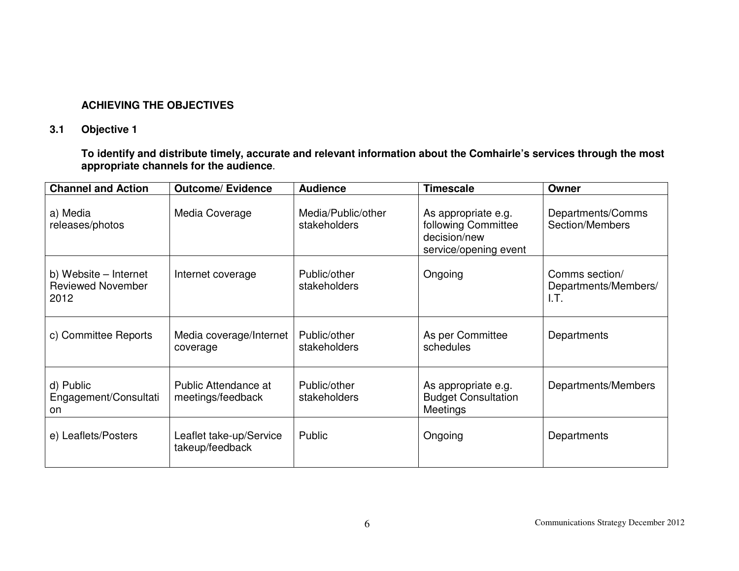## ACHIEVING THE OBJECTIVES

### 3.1 Objective 1

**To identify and distribute timely, accurate and relevant information about the Comhairle's services through the most appropriate channels for the audience.**

| Channel and Action | Outcome/ Evidence | Audience | Timescale | Owner |
|---|---|---|---|---|
| a) Media releases/photos | Media Coverage | Media/Public/other stakeholders | As appropriate e.g. following Committee decision/new service/opening event | Departments/Comms Section/Members |
| b) Website – Internet Reviewed November 2012 | Internet coverage | Public/other stakeholders | Ongoing | Comms section/ Departments/Members/ I.T. |
| c) Committee Reports | Media coverage/Internet coverage | Public/other stakeholders | As per Committee schedules | Departments |
| d) Public Engagement/Consultation | Public Attendance at meetings/feedback | Public/other stakeholders | As appropriate e.g. Budget Consultation Meetings | Departments/Members |
| e) Leaflets/Posters | Leaflet take-up/Service takeup/feedback | Public | Ongoing | Departments |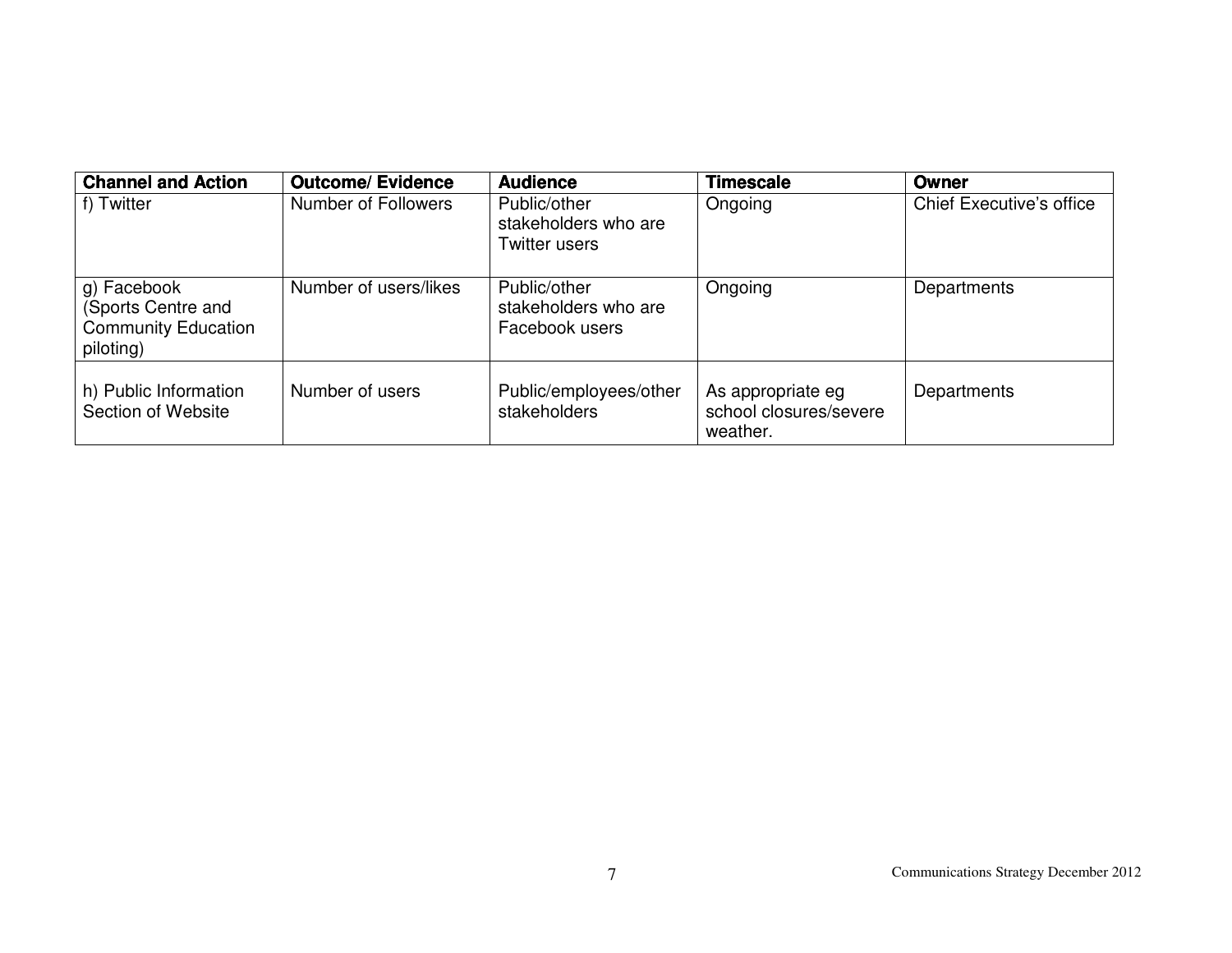| Channel and Action | Outcome/ Evidence | Audience | Timescale | Owner |
| --- | --- | --- | --- | --- |
| f) Twitter | Number of Followers | Public/other stakeholders who are Twitter users | Ongoing | Chief Executive's office |
| g) Facebook (Sports Centre and Community Education piloting) | Number of users/likes | Public/other stakeholders who are Facebook users | Ongoing | Departments |
| h) Public Information Section of Website | Number of users | Public/employees/other stakeholders | As appropriate eg school closures/severe weather. | Departments |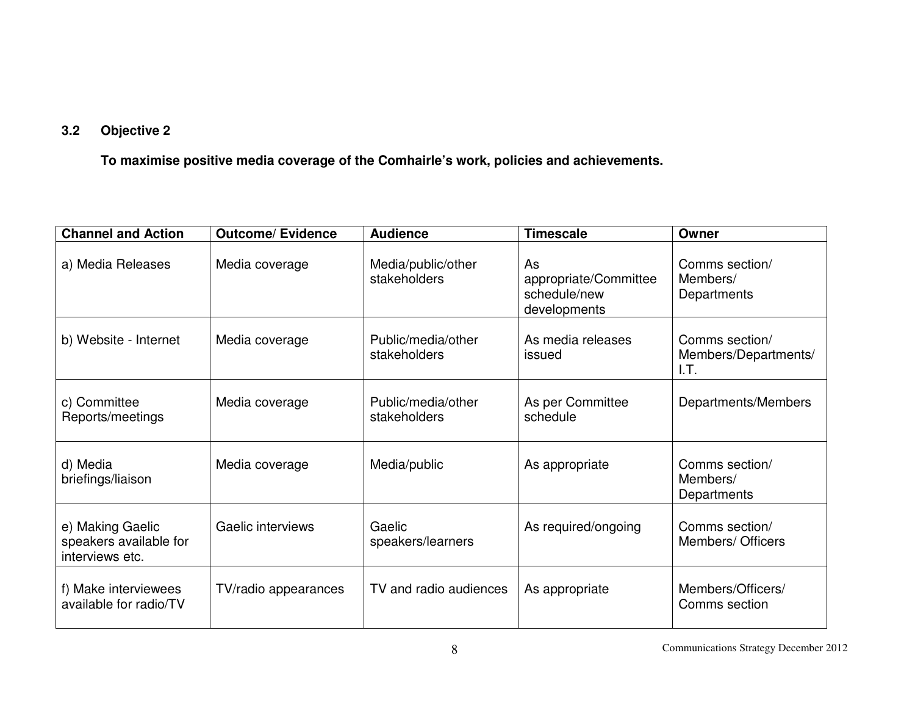### 3.2 Objective 2

**To maximise positive media coverage of the Comhairle's work, policies and achievements.**

| Channel and Action | Outcome/ Evidence | Audience | Timescale | Owner |
|---|---|---|---|---|
| a) Media Releases | Media coverage | Media/public/other stakeholders | As appropriate/Committee schedule/new developments | Comms section/ Members/ Departments |
| b) Website - Internet | Media coverage | Public/media/other stakeholders | As media releases issued | Comms section/ Members/Departments/ I.T. |
| c) Committee Reports/meetings | Media coverage | Public/media/other stakeholders | As per Committee schedule | Departments/Members |
| d) Media briefings/liaison | Media coverage | Media/public | As appropriate | Comms section/ Members/ Departments |
| e) Making Gaelic speakers available for interviews etc. | Gaelic interviews | Gaelic speakers/learners | As required/ongoing | Comms section/ Members/ Officers |
| f) Make interviewees available for radio/TV | TV/radio appearances | TV and radio audiences | As appropriate | Members/Officers/ Comms section |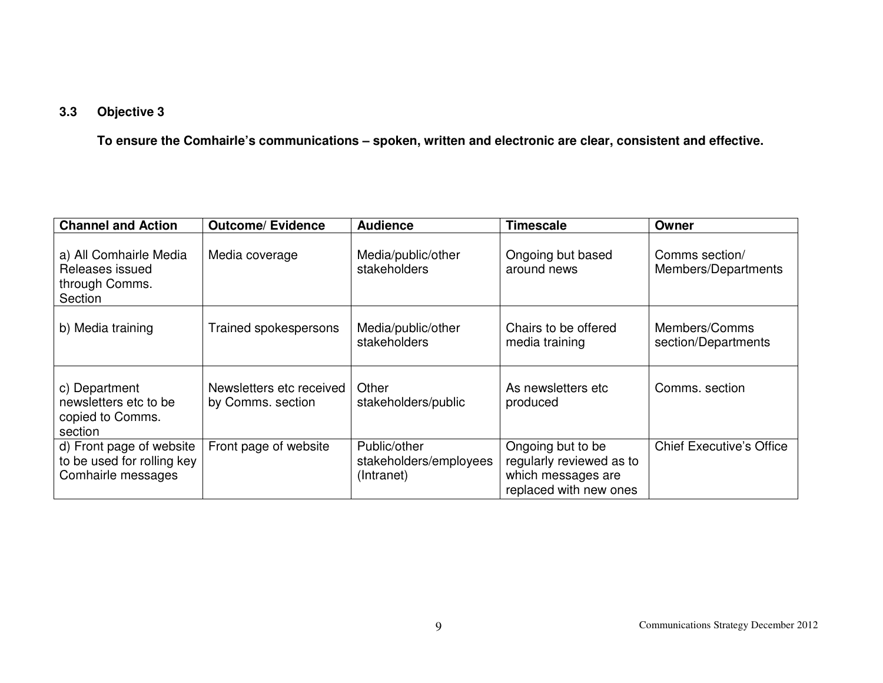### 3.3 Objective 3

**To ensure the Comhairle's communications – spoken, written and electronic are clear, consistent and effective.**

| Channel and Action | Outcome/ Evidence | Audience | Timescale | Owner |
|---|---|---|---|---|
| a) All Comhairle Media Releases issued through Comms. Section | Media coverage | Media/public/other stakeholders | Ongoing but based around news | Comms section/ Members/Departments |
| b) Media training | Trained spokespersons | Media/public/other stakeholders | Chairs to be offered media training | Members/Comms section/Departments |
| c) Department newsletters etc to be copied to Comms. section | Newsletters etc received by Comms. section | Other stakeholders/public | As newsletters etc produced | Comms. section |
| d) Front page of website to be used for rolling key Comhairle messages | Front page of website | Public/other stakeholders/employees (Intranet) | Ongoing but to be regularly reviewed as to which messages are replaced with new ones | Chief Executive's Office |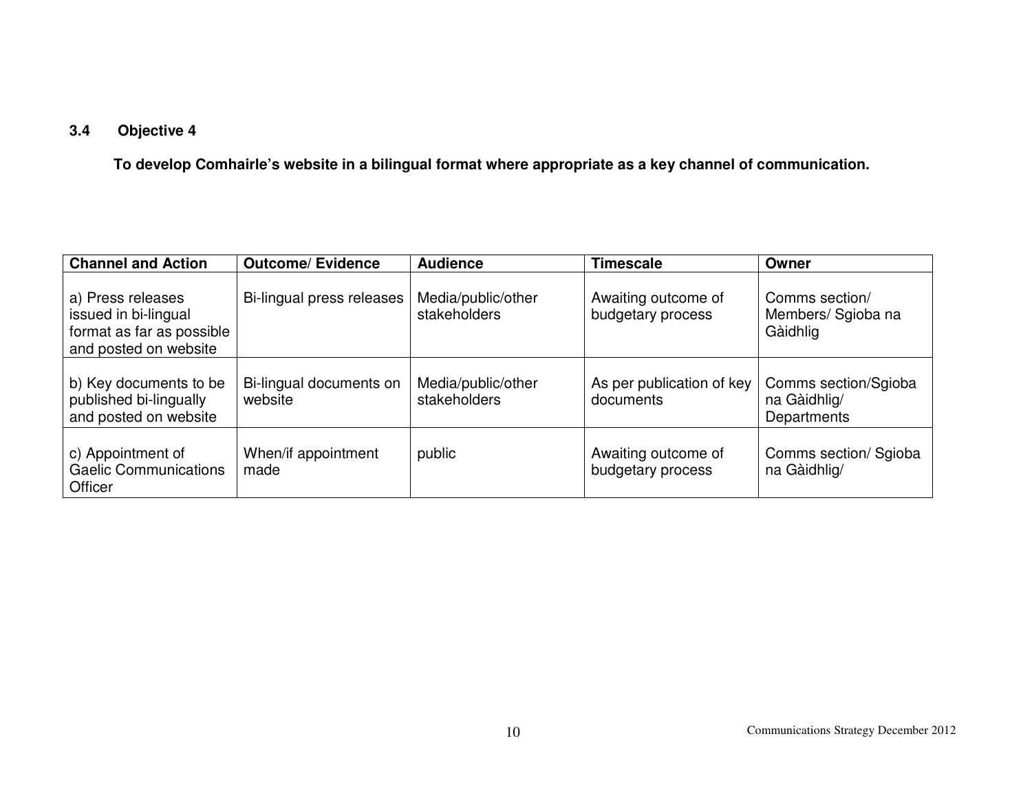### 3.4 Objective 4

**To develop Comhairle's website in a bilingual format where appropriate as a key channel of communication.**

| Channel and Action | Outcome/ Evidence | Audience | Timescale | Owner |
|---|---|---|---|---|
| a) Press releases issued in bi-lingual format as far as possible and posted on website | Bi-lingual press releases | Media/public/other stakeholders | Awaiting outcome of budgetary process | Comms section/ Members/ Sgioba na Gàidhlig |
| b) Key documents to be published bi-lingually and posted on website | Bi-lingual documents on website | Media/public/other stakeholders | As per publication of key documents | Comms section/Sgioba na Gàidhlig/ Departments |
| c) Appointment of Gaelic Communications Officer | When/if appointment made | public | Awaiting outcome of budgetary process | Comms section/ Sgioba na Gàidhlig/ |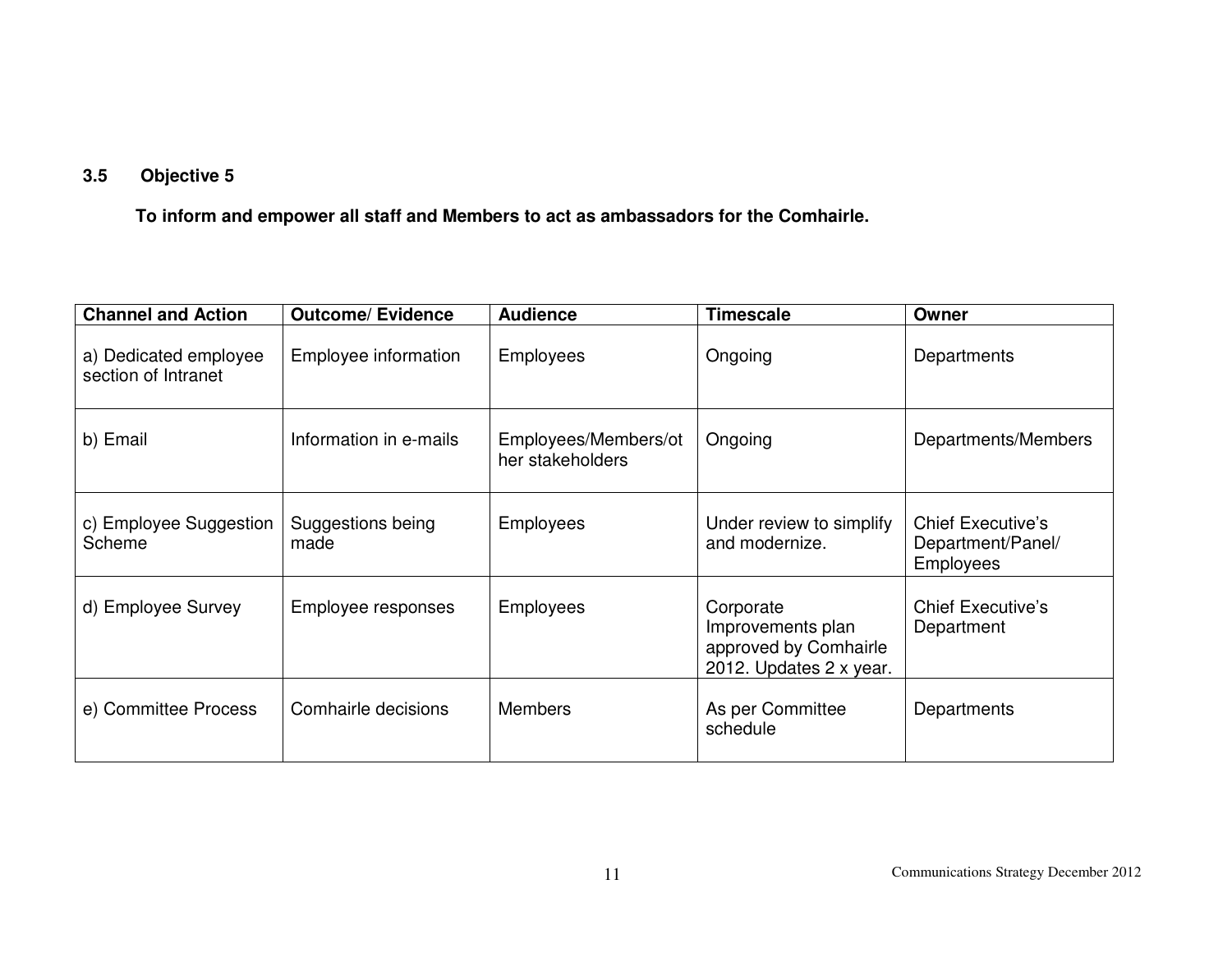### 3.5 Objective 5

**To inform and empower all staff and Members to act as ambassadors for the Comhairle.**

| Channel and Action | Outcome/ Evidence | Audience | Timescale | Owner |
|---|---|---|---|---|
| a) Dedicated employee section of Intranet | Employee information | Employees | Ongoing | Departments |
| b) Email | Information in e-mails | Employees/Members/other stakeholders | Ongoing | Departments/Members |
| c) Employee Suggestion Scheme | Suggestions being made | Employees | Under review to simplify and modernize. | Chief Executive's Department/Panel/ Employees |
| d) Employee Survey | Employee responses | Employees | Corporate Improvements plan approved by Comhairle 2012. Updates 2 x year. | Chief Executive's Department |
| e) Committee Process | Comhairle decisions | Members | As per Committee schedule | Departments |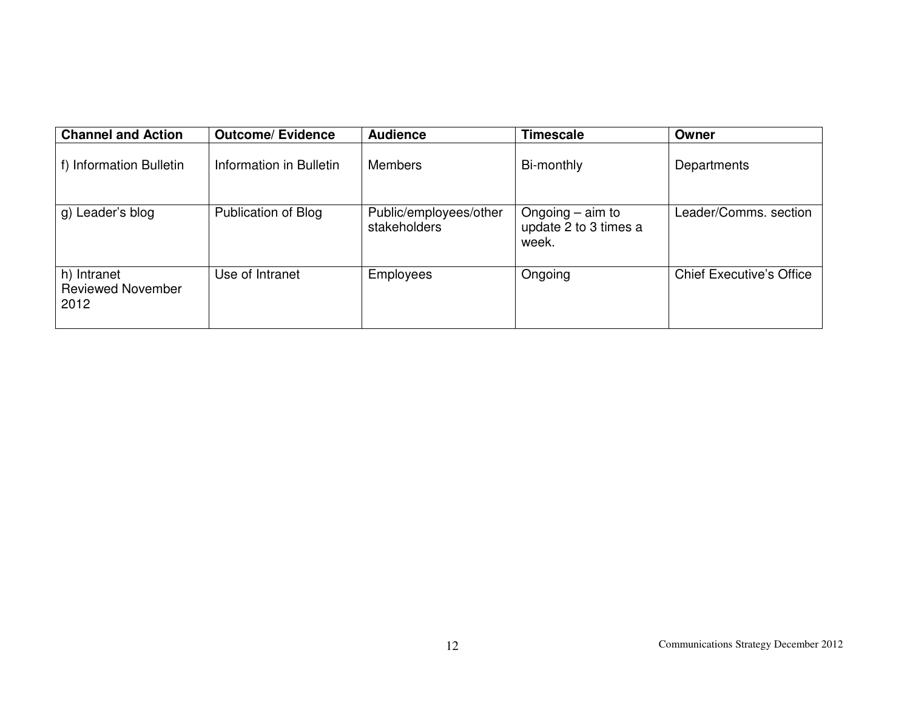| Channel and Action | Outcome/ Evidence | Audience | Timescale | Owner |
|---|---|---|---|---|
| f) Information Bulletin | Information in Bulletin | Members | Bi-monthly | Departments |
| g) Leader's blog | Publication of Blog | Public/employees/other stakeholders | Ongoing – aim to update 2 to 3 times a week. | Leader/Comms. section |
| h) Intranet Reviewed November 2012 | Use of Intranet | Employees | Ongoing | Chief Executive's Office |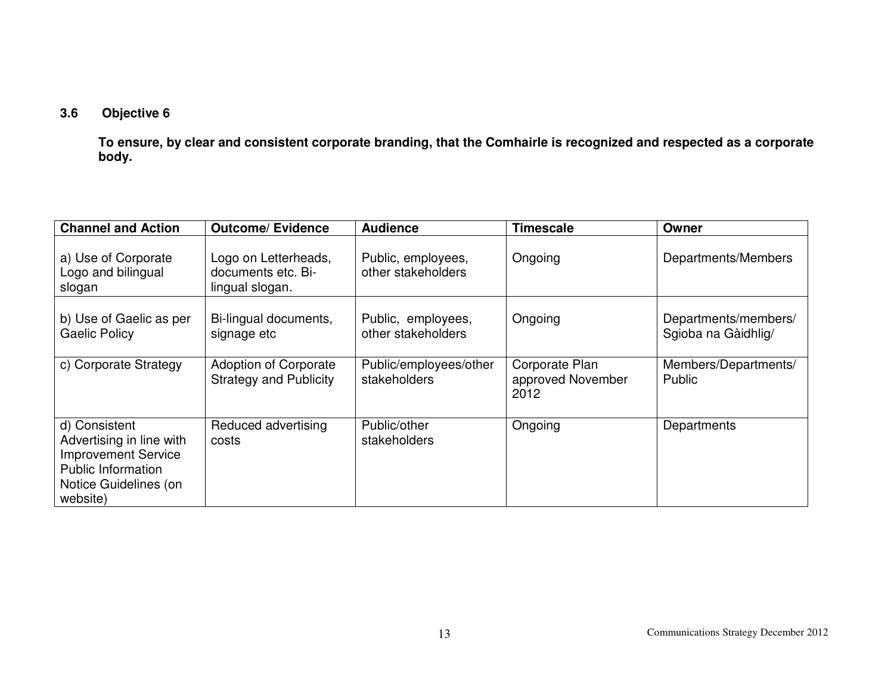### 3.6 Objective 6

**To ensure, by clear and consistent corporate branding, that the Comhairle is recognized and respected as a corporate body.**

| Channel and Action | Outcome/ Evidence | Audience | Timescale | Owner |
|---|---|---|---|---|
| a) Use of Corporate Logo and bilingual slogan | Logo on Letterheads, documents etc. Bi-lingual slogan. | Public, employees, other stakeholders | Ongoing | Departments/Members |
| b) Use of Gaelic as per Gaelic Policy | Bi-lingual documents, signage etc | Public, employees, other stakeholders | Ongoing | Departments/members/ Sgioba na Gàidhlig/ |
| c) Corporate Strategy | Adoption of Corporate Strategy and Publicity | Public/employees/other stakeholders | Corporate Plan approved November 2012 | Members/Departments/ Public |
| d) Consistent Advertising in line with Improvement Service Public Information Notice Guidelines (on website) | Reduced advertising costs | Public/other stakeholders | Ongoing | Departments |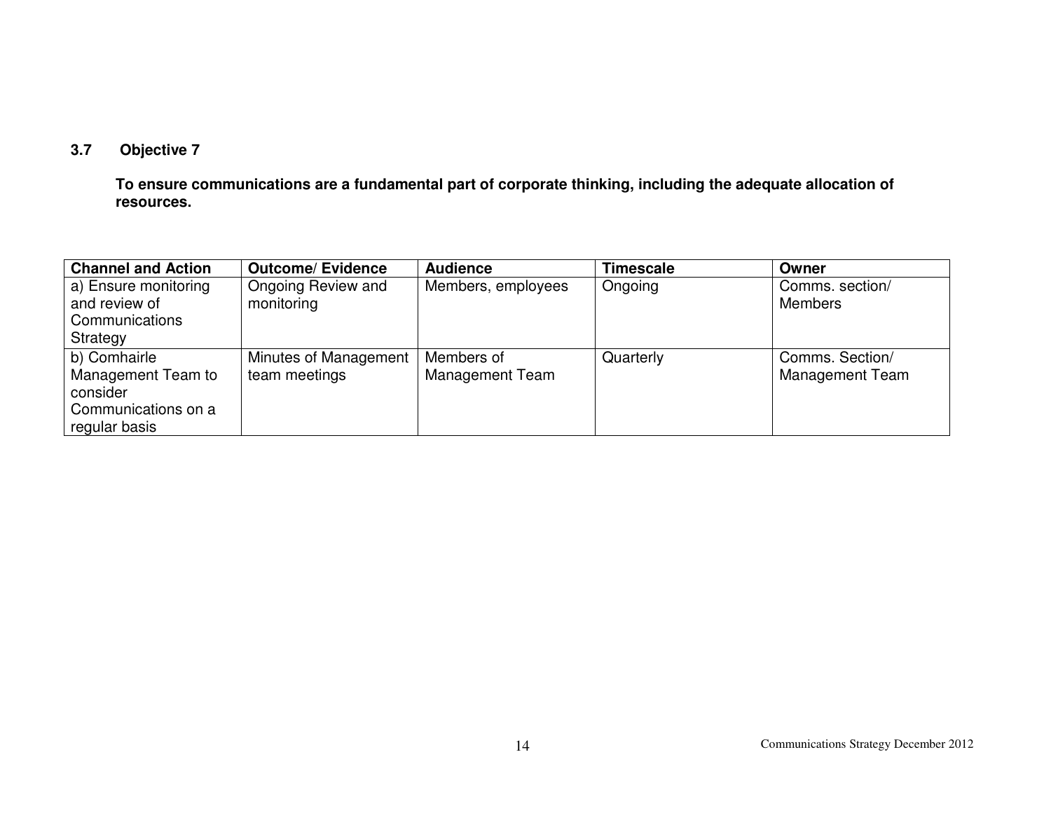### 3.7 Objective 7

**To ensure communications are a fundamental part of corporate thinking, including the adequate allocation of resources.**

| Channel and Action | Outcome/ Evidence | Audience | Timescale | Owner |
|---|---|---|---|---|
| a) Ensure monitoring and review of Communications Strategy | Ongoing Review and monitoring | Members, employees | Ongoing | Comms. section/ Members |
| b) Comhairle Management Team to consider Communications on a regular basis | Minutes of Management team meetings | Members of Management Team | Quarterly | Comms. Section/ Management Team |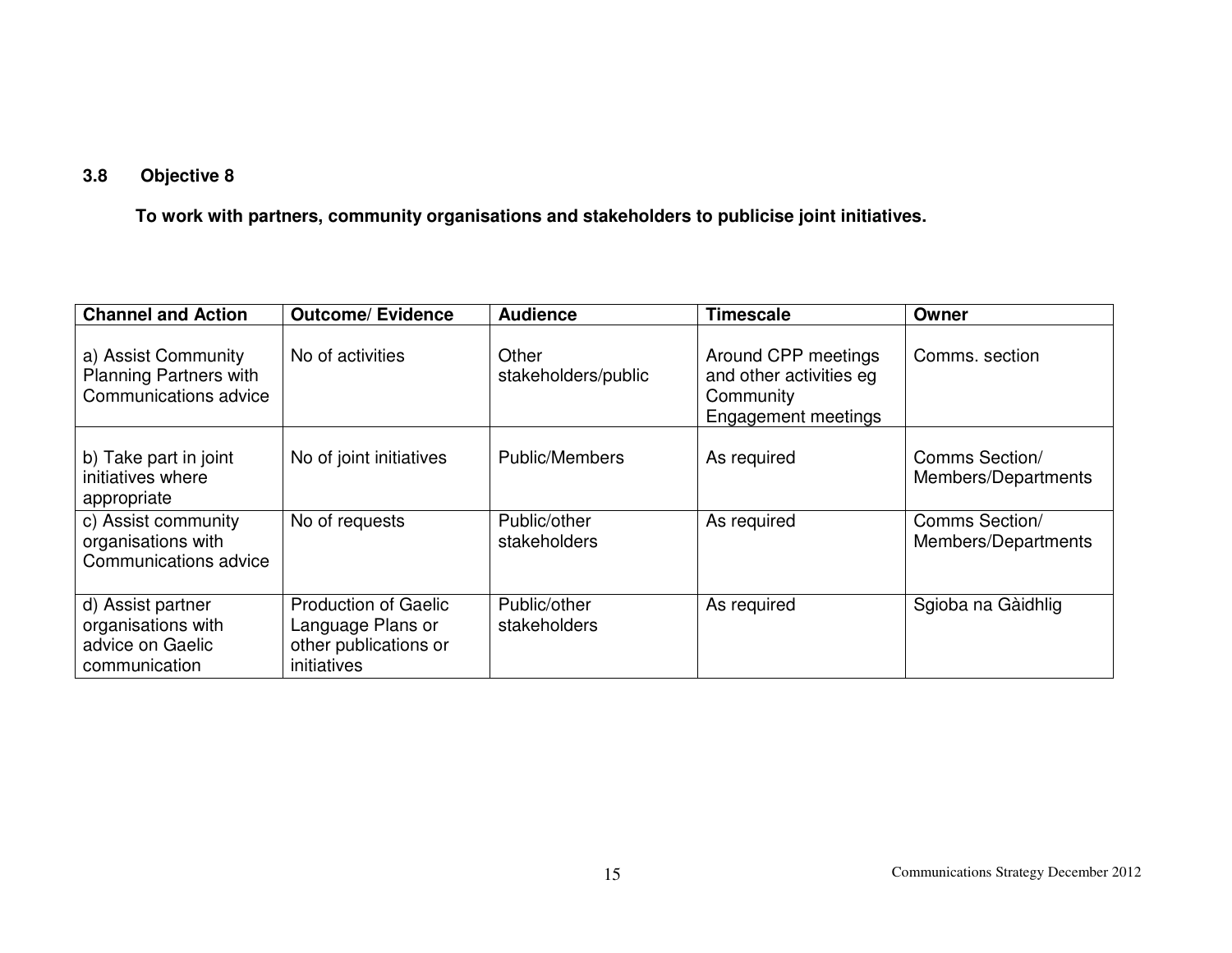### 3.8 Objective 8

**To work with partners, community organisations and stakeholders to publicise joint initiatives.**

| Channel and Action | Outcome/ Evidence | Audience | Timescale | Owner |
| --- | --- | --- | --- | --- |
| a) Assist Community Planning Partners with Communications advice | No of activities | Other stakeholders/public | Around CPP meetings and other activities eg Community Engagement meetings | Comms. section |
| b) Take part in joint initiatives where appropriate | No of joint initiatives | Public/Members | As required | Comms Section/ Members/Departments |
| c) Assist community organisations with Communications advice | No of requests | Public/other stakeholders | As required | Comms Section/ Members/Departments |
| d) Assist partner organisations with advice on Gaelic communication | Production of Gaelic Language Plans or other publications or initiatives | Public/other stakeholders | As required | Sgioba na Gàidhlig |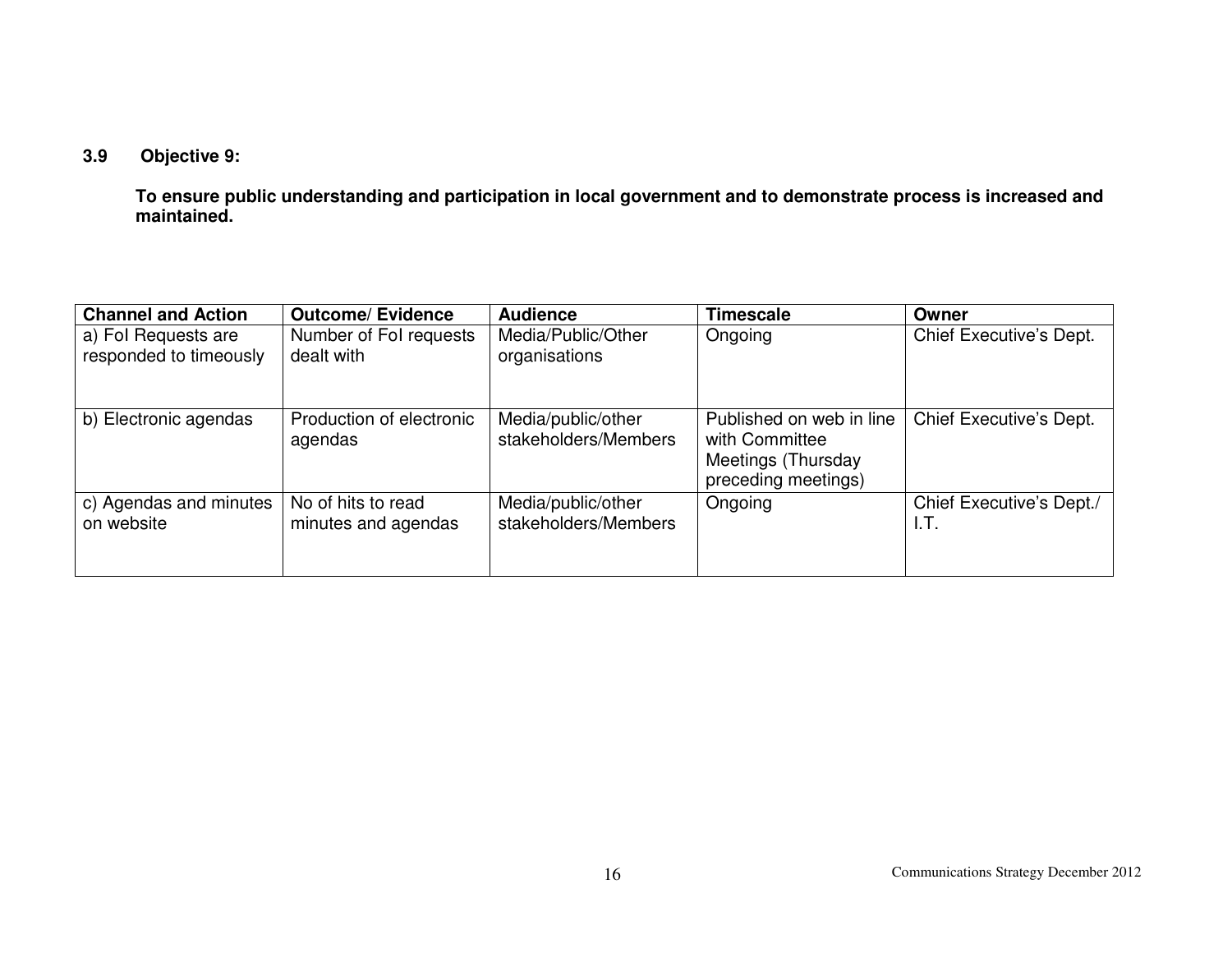### 3.9 Objective 9:

**To ensure public understanding and participation in local government and to demonstrate process is increased and maintained.**

| Channel and Action | Outcome/ Evidence | Audience | Timescale | Owner |
|---|---|---|---|---|
| a) FoI Requests are responded to timeously | Number of FoI requests dealt with | Media/Public/Other organisations | Ongoing | Chief Executive's Dept. |
| b) Electronic agendas | Production of electronic agendas | Media/public/other stakeholders/Members | Published on web in line with Committee Meetings (Thursday preceding meetings) | Chief Executive's Dept. |
| c) Agendas and minutes on website | No of hits to read minutes and agendas | Media/public/other stakeholders/Members | Ongoing | Chief Executive's Dept./ I.T. |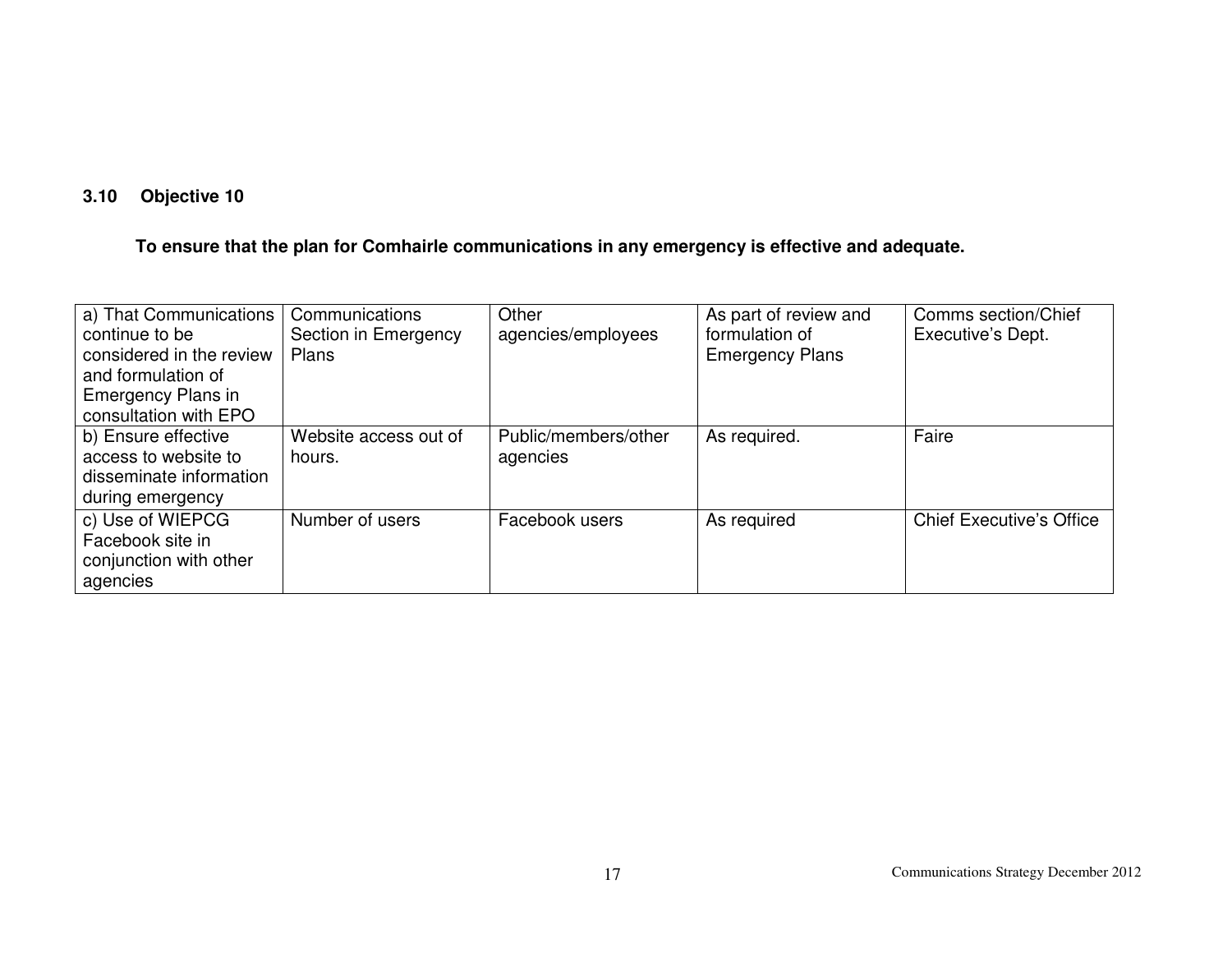### 3.10 Objective 10

**To ensure that the plan for Comhairle communications in any emergency is effective and adequate.**

| | | | | |
|---|---|---|---|---|
| a) That Communications continue to be considered in the review and formulation of Emergency Plans in consultation with EPO | Communications Section in Emergency Plans | Other agencies/employees | As part of review and formulation of Emergency Plans | Comms section/Chief Executive's Dept. |
| b) Ensure effective access to website to disseminate information during emergency | Website access out of hours. | Public/members/other agencies | As required. | Faire |
| c) Use of WIEPCG Facebook site in conjunction with other agencies | Number of users | Facebook users | As required | Chief Executive's Office |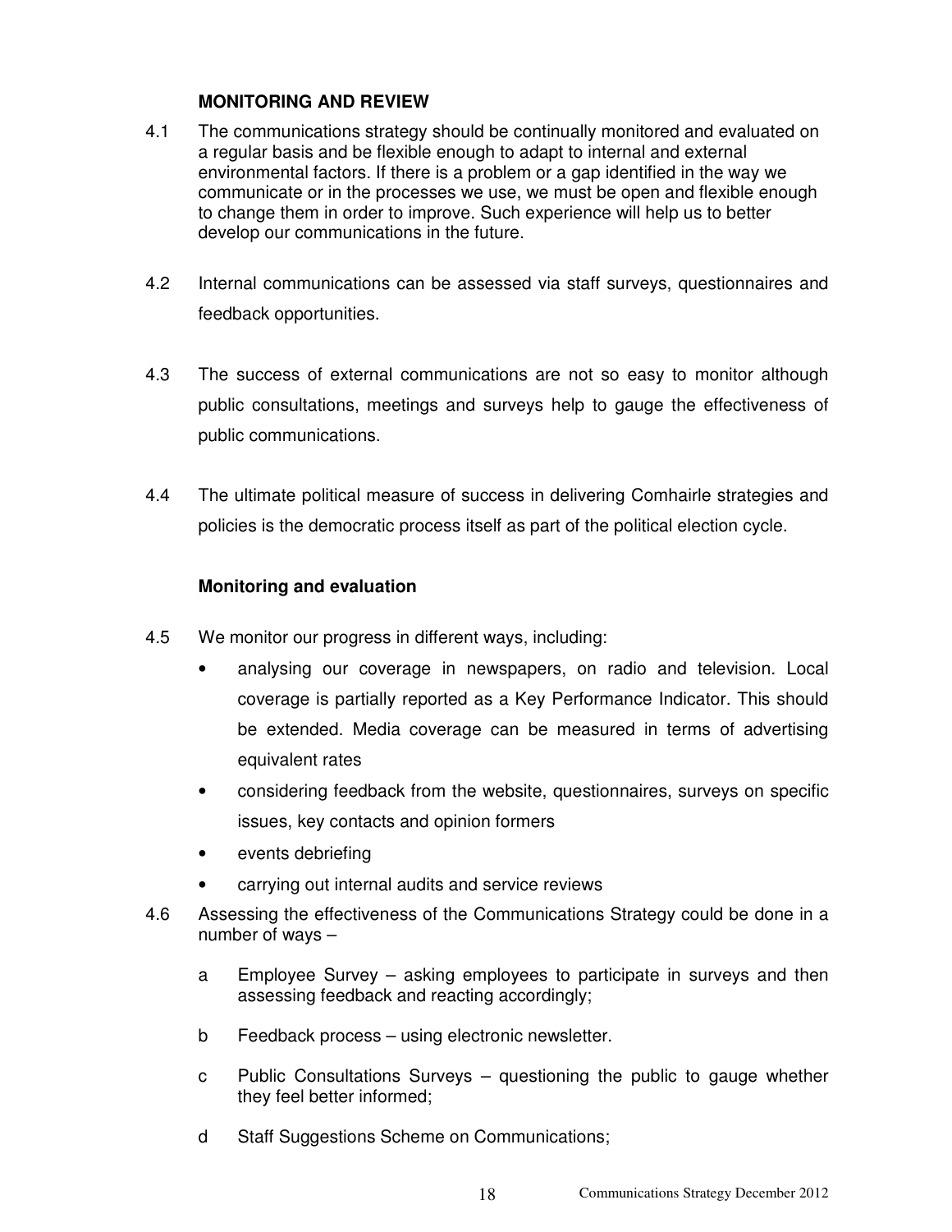## MONITORING AND REVIEW

4.1 The communications strategy should be continually monitored and evaluated on a regular basis and be flexible enough to adapt to internal and external environmental factors. If there is a problem or a gap identified in the way we communicate or in the processes we use, we must be open and flexible enough to change them in order to improve. Such experience will help us to better develop our communications in the future.

4.2 Internal communications can be assessed via staff surveys, questionnaires and feedback opportunities.

4.3 The success of external communications are not so easy to monitor although public consultations, meetings and surveys help to gauge the effectiveness of public communications.

4.4 The ultimate political measure of success in delivering Comhairle strategies and policies is the democratic process itself as part of the political election cycle.

### Monitoring and evaluation

4.5 We monitor our progress in different ways, including:

- analysing our coverage in newspapers, on radio and television. Local coverage is partially reported as a Key Performance Indicator. This should be extended. Media coverage can be measured in terms of advertising equivalent rates
- considering feedback from the website, questionnaires, surveys on specific issues, key contacts and opinion formers
- events debriefing
- carrying out internal audits and service reviews

4.6 Assessing the effectiveness of the Communications Strategy could be done in a number of ways –

a Employee Survey – asking employees to participate in surveys and then assessing feedback and reacting accordingly;

b Feedback process – using electronic newsletter.

c Public Consultations Surveys – questioning the public to gauge whether they feel better informed;

d Staff Suggestions Scheme on Communications;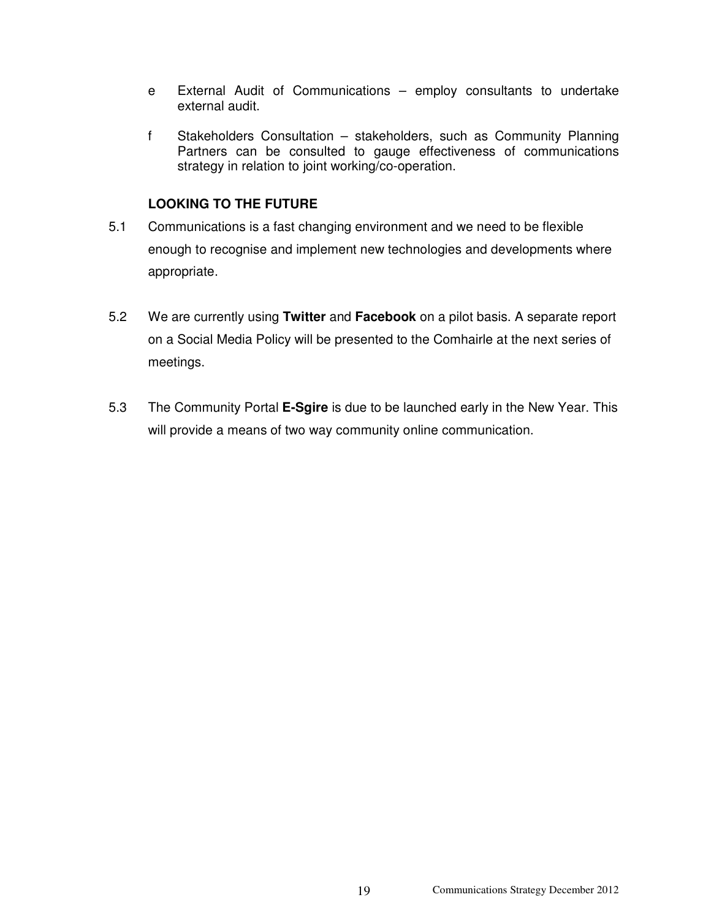e External Audit of Communications – employ consultants to undertake external audit.

f Stakeholders Consultation – stakeholders, such as Community Planning Partners can be consulted to gauge effectiveness of communications strategy in relation to joint working/co-operation.

## LOOKING TO THE FUTURE

5.1 Communications is a fast changing environment and we need to be flexible enough to recognise and implement new technologies and developments where appropriate.

5.2 We are currently using **Twitter** and **Facebook** on a pilot basis. A separate report on a Social Media Policy will be presented to the Comhairle at the next series of meetings.

5.3 The Community Portal **E-Sgire** is due to be launched early in the New Year. This will provide a means of two way community online communication.